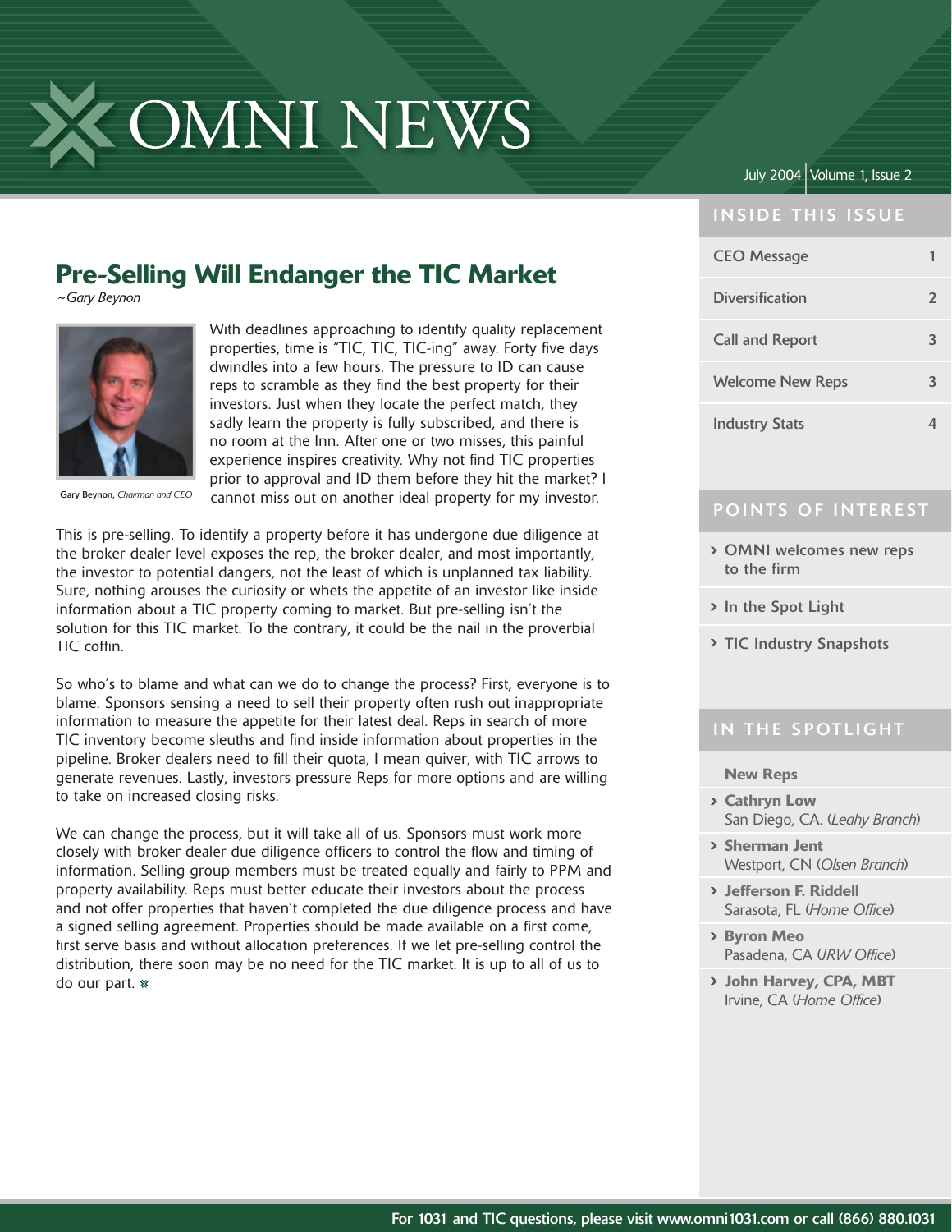# OMNI NEWS

July 2004 | Volume 1, Issue 2

## Pre-Selling Will Endanger the TIC Market

*~Gary Beynon*

Gary Beynon, *Chairman and CEO*

With deadlines approaching to identify quality replacement properties, time is "TIC, TIC, TIC-ing" away. Forty five days dwindles into a few hours. The pressure to ID can cause reps to scramble as they find the best property for their investors. Just when they locate the perfect match, they sadly learn the property is fully subscribed, and there is no room at the Inn. After one or two misses, this painful experience inspires creativity. Why not find TIC properties prior to approval and ID them before they hit the market? I cannot miss out on another ideal property for my investor.

This is pre-selling. To identify a property before it has undergone due diligence at the broker dealer level exposes the rep, the broker dealer, and most importantly, the investor to potential dangers, not the least of which is unplanned tax liability. Sure, nothing arouses the curiosity or whets the appetite of an investor like inside information about a TIC property coming to market. But pre-selling isn't the solution for this TIC market. To the contrary, it could be the nail in the proverbial TIC coffin.

So who's to blame and what can we do to change the process? First, everyone is to blame. Sponsors sensing a need to sell their property often rush out inappropriate information to measure the appetite for their latest deal. Reps in search of more TIC inventory become sleuths and find inside information about properties in the pipeline. Broker dealers need to fill their quota, I mean quiver, with TIC arrows to generate revenues. Lastly, investors pressure Reps for more options and are willing to take on increased closing risks.

We can change the process, but it will take all of us. Sponsors must work more closely with broker dealer due diligence officers to control the flow and timing of information. Selling group members must be treated equally and fairly to PPM and property availability. Reps must better educate their investors about the process and not offer properties that haven't completed the due diligence process and have a signed selling agreement. Properties should be made available on a first come, first serve basis and without allocation preferences. If we let pre-selling control the distribution, there soon may be no need for the TIC market. It is up to all of us to do our part. ※

### INSIDE THIS ISSUE

| | |
|---|---|
| CEO Message | 1 |
| Diversification | 2 |
| Call and Report | 3 |
| Welcome New Reps | 3 |
| Industry Stats | 4 |

### POINTS OF INTEREST

- OMNI welcomes new reps to the firm
- In the Spot Light
- TIC Industry Snapshots

### IN THE SPOTLIGHT

**New Reps**

- **Cathryn Low** San Diego, CA. (*Leahy Branch*)
- **Sherman Jent** Westport, CN (*Olsen Branch*)
- **Jefferson F. Riddell** Sarasota, FL (*Home Office*)
- **Byron Meo** Pasadena, CA (*URW Office*)
- **John Harvey, CPA, MBT** Irvine, CA (*Home Office*)

For 1031 and TIC questions, please visit www.omni1031.com or call (866) 880.1031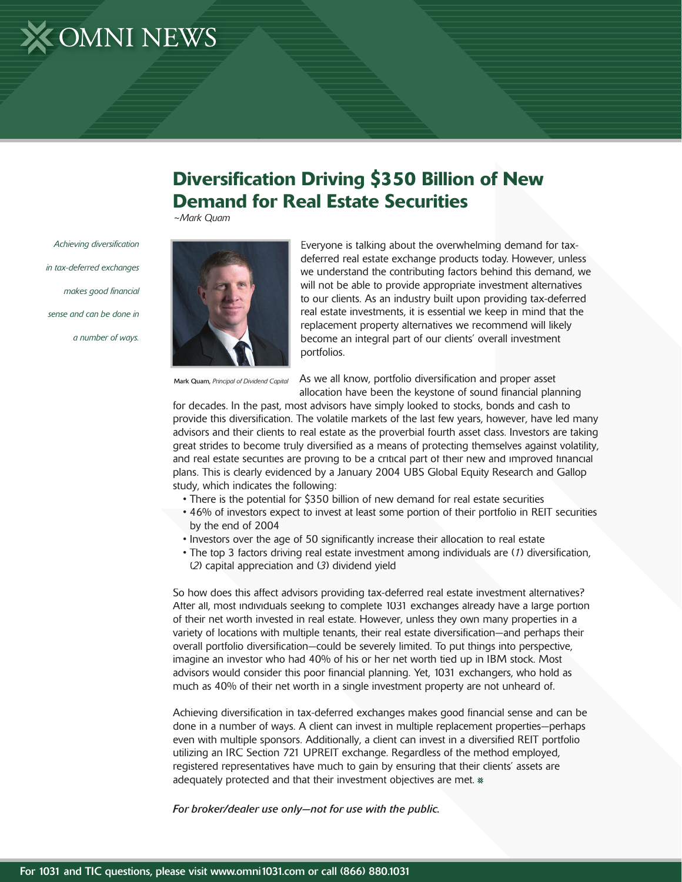# Diversification Driving $350 Billion of New Demand for Real Estate Securities

*~Mark Quam*

*Achieving diversification in tax-deferred exchanges makes good financial sense and can be done in a number of ways.*

Mark Quam, *Principal of Dividend Capital*

Everyone is talking about the overwhelming demand for tax-deferred real estate exchange products today. However, unless we understand the contributing factors behind this demand, we will not be able to provide appropriate investment alternatives to our clients. As an industry built upon providing tax-deferred real estate investments, it is essential we keep in mind that the replacement property alternatives we recommend will likely become an integral part of our clients' overall investment portfolios.

As we all know, portfolio diversification and proper asset allocation have been the keystone of sound financial planning for decades. In the past, most advisors have simply looked to stocks, bonds and cash to provide this diversification. The volatile markets of the last few years, however, have led many advisors and their clients to real estate as the proverbial fourth asset class. Investors are taking great strides to become truly diversified as a means of protecting themselves against volatility, and real estate securities are proving to be a critical part of their new and improved financial plans. This is clearly evidenced by a January 2004 UBS Global Equity Research and Gallop study, which indicates the following:

- There is the potential for $350 billion of new demand for real estate securities
- 46% of investors expect to invest at least some portion of their portfolio in REIT securities by the end of 2004
- Investors over the age of 50 significantly increase their allocation to real estate
- The top 3 factors driving real estate investment among individuals are (*1*) diversification, (*2*) capital appreciation and (*3*) dividend yield

So how does this affect advisors providing tax-deferred real estate investment alternatives? After all, most individuals seeking to complete 1031 exchanges already have a large portion of their net worth invested in real estate. However, unless they own many properties in a variety of locations with multiple tenants, their real estate diversification—and perhaps their overall portfolio diversification—could be severely limited. To put things into perspective, imagine an investor who had 40% of his or her net worth tied up in IBM stock. Most advisors would consider this poor financial planning. Yet, 1031 exchangers, who hold as much as 40% of their net worth in a single investment property are not unheard of.

Achieving diversification in tax-deferred exchanges makes good financial sense and can be done in a number of ways. A client can invest in multiple replacement properties—perhaps even with multiple sponsors. Additionally, a client can invest in a diversified REIT portfolio utilizing an IRC Section 721 UPREIT exchange. Regardless of the method employed, registered representatives have much to gain by ensuring that their clients' assets are adequately protected and that their investment objectives are met.

***For broker/dealer use only—not for use with the public.***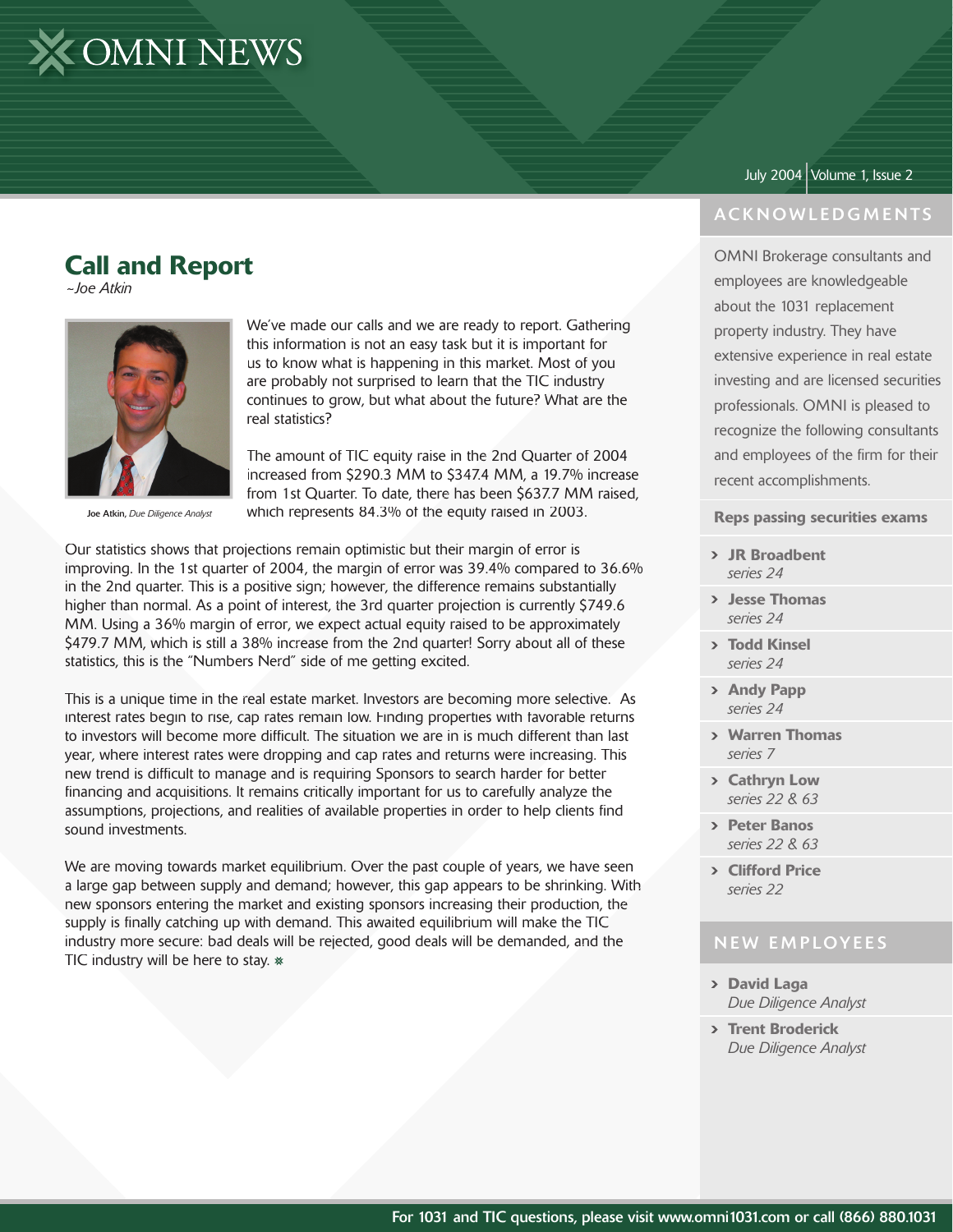# OMNI NEWS

July 2004 | Volume 1, Issue 2

## Call and Report

*~Joe Atkin*

**Joe Atkin**, *Due Diligence Analyst*

We've made our calls and we are ready to report. Gathering this information is not an easy task but it is important for us to know what is happening in this market. Most of you are probably not surprised to learn that the TIC industry continues to grow, but what about the future? What are the real statistics?

The amount of TIC equity raise in the 2nd Quarter of 2004 increased from $290.3 MM to $347.4 MM, a 19.7% increase from 1st Quarter. To date, there has been $637.7 MM raised, which represents 84.3% of the equity raised in 2003.

Our statistics shows that projections remain optimistic but their margin of error is improving. In the 1st quarter of 2004, the margin of error was 39.4% compared to 36.6% in the 2nd quarter. This is a positive sign; however, the difference remains substantially higher than normal. As a point of interest, the 3rd quarter projection is currently $749.6 MM. Using a 36% margin of error, we expect actual equity raised to be approximately $479.7 MM, which is still a 38% increase from the 2nd quarter! Sorry about all of these statistics, this is the "Numbers Nerd" side of me getting excited.

This is a unique time in the real estate market. Investors are becoming more selective. As interest rates begin to rise, cap rates remain low. Finding properties with favorable returns to investors will become more difficult. The situation we are in is much different than last year, where interest rates were dropping and cap rates and returns were increasing. This new trend is difficult to manage and is requiring Sponsors to search harder for better financing and acquisitions. It remains critically important for us to carefully analyze the assumptions, projections, and realities of available properties in order to help clients find sound investments.

We are moving towards market equilibrium. Over the past couple of years, we have seen a large gap between supply and demand; however, this gap appears to be shrinking. With new sponsors entering the market and existing sponsors increasing their production, the supply is finally catching up with demand. This awaited equilibrium will make the TIC industry more secure: bad deals will be rejected, good deals will be demanded, and the TIC industry will be here to stay.

## ACKNOWLEDGMENTS

OMNI Brokerage consultants and employees are knowledgeable about the 1031 replacement property industry. They have extensive experience in real estate investing and are licensed securities professionals. OMNI is pleased to recognize the following consultants and employees of the firm for their recent accomplishments.

### Reps passing securities exams

- **JR Broadbent** *series 24*
- **Jesse Thomas** *series 24*
- **Todd Kinsel** *series 24*
- **Andy Papp** *series 24*
- **Warren Thomas** *series 7*
- **Cathryn Low** *series 22 & 63*
- **Peter Banos** *series 22 & 63*
- **Clifford Price** *series 22*

## NEW EMPLOYEES

- **David Laga** *Due Diligence Analyst*
- **Trent Broderick** *Due Diligence Analyst*

For 1031 and TIC questions, please visit www.omni1031.com or call (866) 880.1031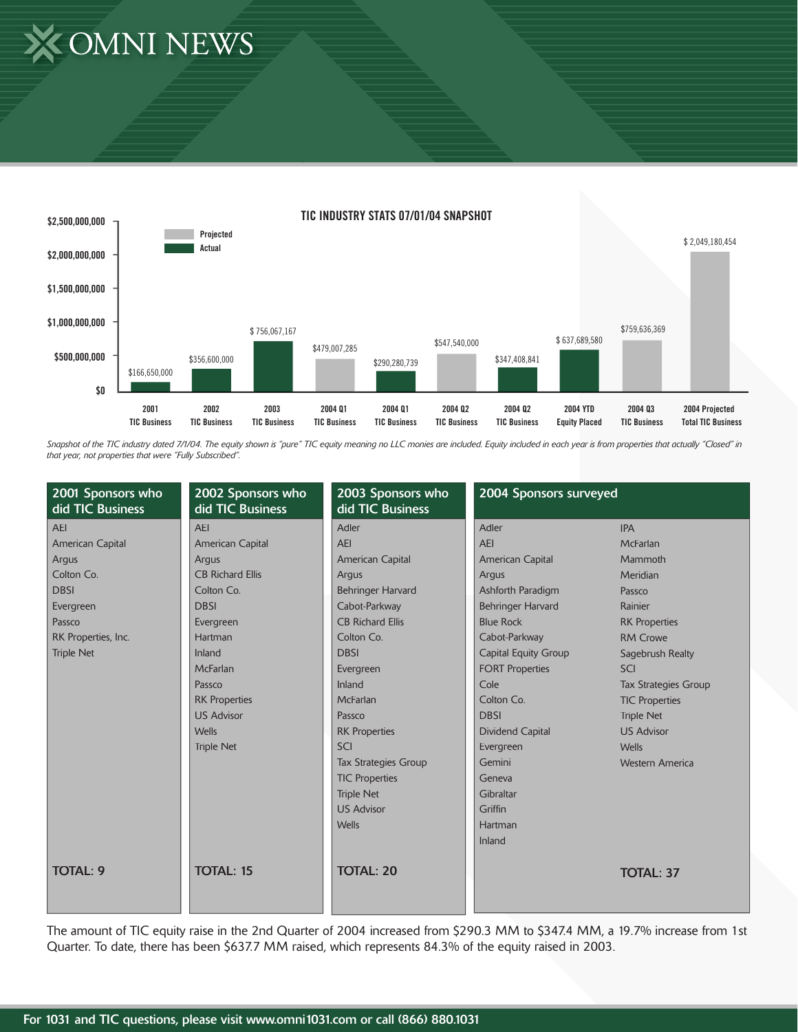# OMNI NEWS

## TIC INDUSTRY STATS 07/01/04 SNAPSHOT

| Category | Type | Amount |
|---|---|---|
| 2001 TIC Business | Actual | $166,650,000 |
| 2002 TIC Business | Actual | $356,600,000 |
| 2003 TIC Business | Actual | $756,067,167 |
| 2004 Q1 TIC Business | Projected | $479,007,285 |
| 2004 Q1 TIC Business | Actual | $290,280,739 |
| 2004 Q2 TIC Business | Projected | $547,540,000 |
| 2004 Q2 TIC Business | Actual | $347,408,841 |
| 2004 YTD Equity Placed | Actual | $637,689,580 |
| 2004 Q3 TIC Business | Projected | $759,636,369 |
| 2004 Projected Total TIC Business | Projected | $2,049,180,454 |

*Snapshot of the TIC industry dated 7/1/04. The equity shown is "pure" TIC equity meaning no LLC monies are included. Equity included in each year is from properties that actually "Closed" in that year, not properties that were "Fully Subscribed".*

| 2001 Sponsors who did TIC Business | 2002 Sponsors who did TIC Business | 2003 Sponsors who did TIC Business | 2004 Sponsors surveyed | |
|---|---|---|---|---|
| AEI | AEI | Adler | Adler | IPA |
| American Capital | American Capital | AEI | AEI | McFarlan |
| Argus | Argus | American Capital | American Capital | Mammoth |
| Colton Co. | CB Richard Ellis | Argus | Argus | Meridian |
| DBSI | Colton Co. | Behringer Harvard | Ashforth Paradigm | Passco |
| Evergreen | DBSI | Cabot-Parkway | Behringer Harvard | Rainier |
| Passco | Evergreen | CB Richard Ellis | Blue Rock | RK Properties |
| RK Properties, Inc. | Hartman | Colton Co. | Cabot-Parkway | RM Crowe |
| Triple Net | Inland | DBSI | Capital Equity Group | Sagebrush Realty |
| | McFarlan | Evergreen | FORT Properties | SCI |
| | Passco | Inland | Cole | Tax Strategies Group |
| | RK Properties | McFarlan | Colton Co. | TIC Properties |
| | US Advisor | Passco | DBSI | Triple Net |
| | Wells | RK Properties | Dividend Capital | US Advisor |
| | Triple Net | SCI | Evergreen | Wells |
| | | Tax Strategies Group | Gemini | Western America |
| | | TIC Properties | Geneva | |
| | | Triple Net | Gibraltar | |
| | | US Advisor | Griffin | |
| | | Wells | Hartman | |
| | | | Inland | |
| **TOTAL: 9** | **TOTAL: 15** | **TOTAL: 20** | | **TOTAL: 37** |

The amount of TIC equity raise in the 2nd Quarter of 2004 increased from $290.3 MM to $347.4 MM, a 19.7% increase from 1st Quarter. To date, there has been $637.7 MM raised, which represents 84.3% of the equity raised in 2003.

For 1031 and TIC questions, please visit www.omni1031.com or call (866) 880.1031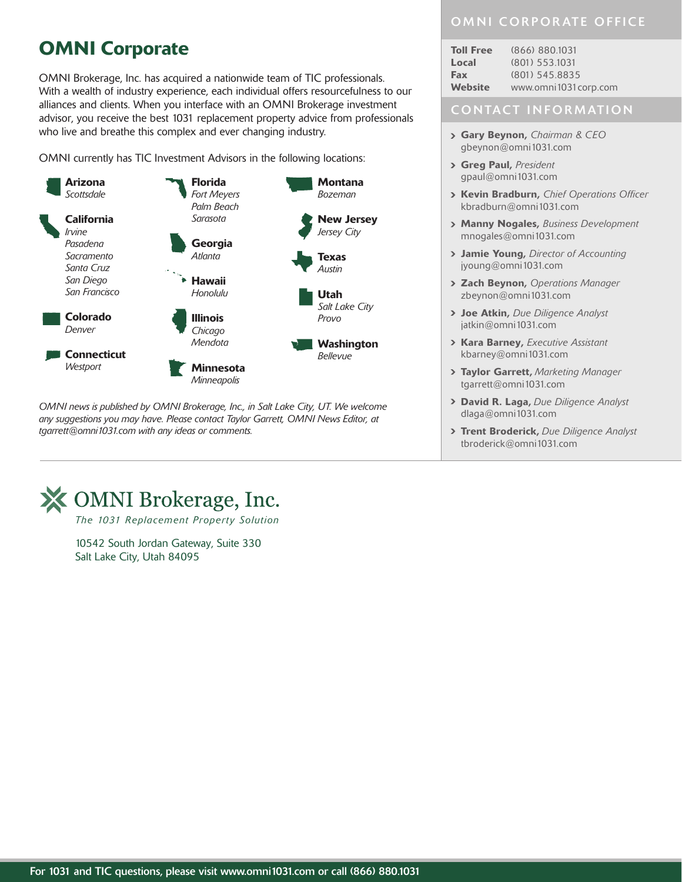# OMNI Corporate

OMNI Brokerage, Inc. has acquired a nationwide team of TIC professionals. With a wealth of industry experience, each individual offers resourcefulness to our alliances and clients. When you interface with an OMNI Brokerage investment advisor, you receive the best 1031 replacement property advice from professionals who live and breathe this complex and ever changing industry.

OMNI currently has TIC Investment Advisors in the following locations:

**Arizona**
*Scottsdale*

**California**
*Irvine*
*Pasadena*
*Sacramento*
*Santa Cruz*
*San Diego*
*San Francisco*

**Colorado**
*Denver*

**Connecticut**
*Westport*

**Florida**
*Fort Meyers*
*Palm Beach*
*Sarasota*

**Georgia**
*Atlanta*

**Hawaii**
*Honolulu*

**Illinois**
*Chicago*
*Mendota*

**Minnesota**
*Minneapolis*

**Montana**
*Bozeman*

**New Jersey**
*Jersey City*

**Texas**
*Austin*

**Utah**
*Salt Lake City*
*Provo*

**Washington**
*Bellevue*

*OMNI news is published by OMNI Brokerage, Inc., in Salt Lake City, UT. We welcome any suggestions you may have. Please contact Taylor Garrett, OMNI News Editor, at tgarrett@omni1031.com with any ideas or comments.*

## OMNI CORPORATE OFFICE

| | |
|---|---|
| **Toll Free** | (866) 880.1031 |
| **Local** | (801) 553.1031 |
| **Fax** | (801) 545.8835 |
| **Website** | www.omni1031corp.com |

## CONTACT INFORMATION

- **Gary Beynon,** *Chairman & CEO*
  gbeynon@omni1031.com
- **Greg Paul,** *President*
  gpaul@omni1031.com
- **Kevin Bradburn,** *Chief Operations Officer*
  kbradburn@omni1031.com
- **Manny Nogales,** *Business Development*
  mnogales@omni1031.com
- **Jamie Young,** *Director of Accounting*
  jyoung@omni1031.com
- **Zach Beynon,** *Operations Manager*
  zbeynon@omni1031.com
- **Joe Atkin,** *Due Diligence Analyst*
  jatkin@omni1031.com
- **Kara Barney,** *Executive Assistant*
  kbarney@omni1031.com
- **Taylor Garrett,** *Marketing Manager*
  tgarrett@omni1031.com
- **David R. Laga,** *Due Diligence Analyst*
  dlaga@omni1031.com
- **Trent Broderick,** *Due Diligence Analyst*
  tbroderick@omni1031.com

**OMNI Brokerage, Inc.**
*The 1031 Replacement Property Solution*

10542 South Jordan Gateway, Suite 330
Salt Lake City, Utah 84095

For 1031 and TIC questions, please visit www.omni1031.com or call (866) 880.1031